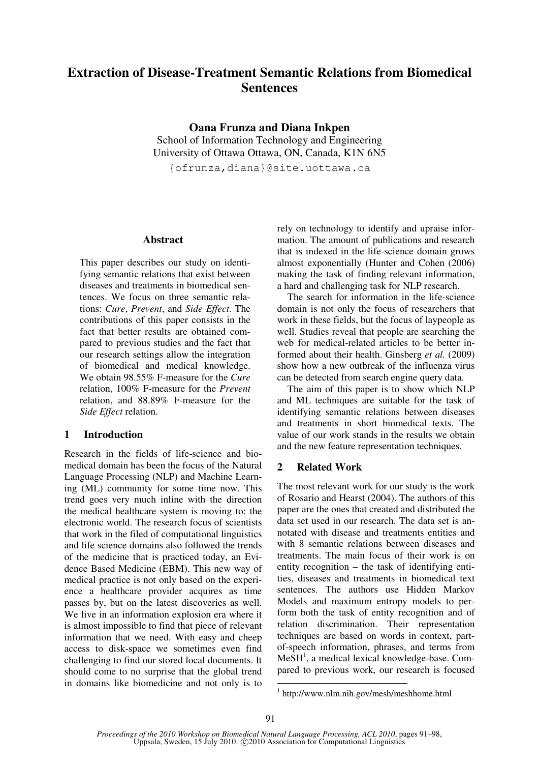# Extraction of Disease-Treatment Semantic Relations from Biomedical Sentences

**Oana Frunza and Diana Inkpen**

School of Information Technology and Engineering
University of Ottawa Ottawa, ON, Canada, K1N 6N5
{ofrunza,diana}@site.uottawa.ca

## Abstract

This paper describes our study on identifying semantic relations that exist between diseases and treatments in biomedical sentences. We focus on three semantic relations: *Cure*, *Prevent*, and *Side Effect*. The contributions of this paper consists in the fact that better results are obtained compared to previous studies and the fact that our research settings allow the integration of biomedical and medical knowledge. We obtain 98.55% F-measure for the *Cure* relation, 100% F-measure for the *Prevent* relation, and 88.89% F-measure for the *Side Effect* relation.

## 1 Introduction

Research in the fields of life-science and biomedical domain has been the focus of the Natural Language Processing (NLP) and Machine Learning (ML) community for some time now. This trend goes very much inline with the direction the medical healthcare system is moving to: the electronic world. The research focus of scientists that work in the filed of computational linguistics and life science domains also followed the trends of the medicine that is practiced today, an Evidence Based Medicine (EBM). This new way of medical practice is not only based on the experience a healthcare provider acquires as time passes by, but on the latest discoveries as well. We live in an information explosion era where it is almost impossible to find that piece of relevant information that we need. With easy and cheep access to disk-space we sometimes even find challenging to find our stored local documents. It should come to no surprise that the global trend in domains like biomedicine and not only is to rely on technology to identify and upraise information. The amount of publications and research that is indexed in the life-science domain grows almost exponentially (Hunter and Cohen (2006) making the task of finding relevant information, a hard and challenging task for NLP research.

The search for information in the life-science domain is not only the focus of researchers that work in these fields, but the focus of laypeople as well. Studies reveal that people are searching the web for medical-related articles to be better informed about their health. Ginsberg *et al.* (2009) show how a new outbreak of the influenza virus can be detected from search engine query data.

The aim of this paper is to show which NLP and ML techniques are suitable for the task of identifying semantic relations between diseases and treatments in short biomedical texts. The value of our work stands in the results we obtain and the new feature representation techniques.

## 2 Related Work

The most relevant work for our study is the work of Rosario and Hearst (2004). The authors of this paper are the ones that created and distributed the data set used in our research. The data set is annotated with disease and treatments entities and with 8 semantic relations between diseases and treatments. The main focus of their work is on entity recognition – the task of identifying entities, diseases and treatments in biomedical text sentences. The authors use Hidden Markov Models and maximum entropy models to perform both the task of entity recognition and of relation discrimination. Their representation techniques are based on words in context, part-of-speech information, phrases, and terms from MeSH[1], a medical lexical knowledge-base. Compared to previous work, our research is focused

[1] http://www.nlm.nih.gov/mesh/meshhome.html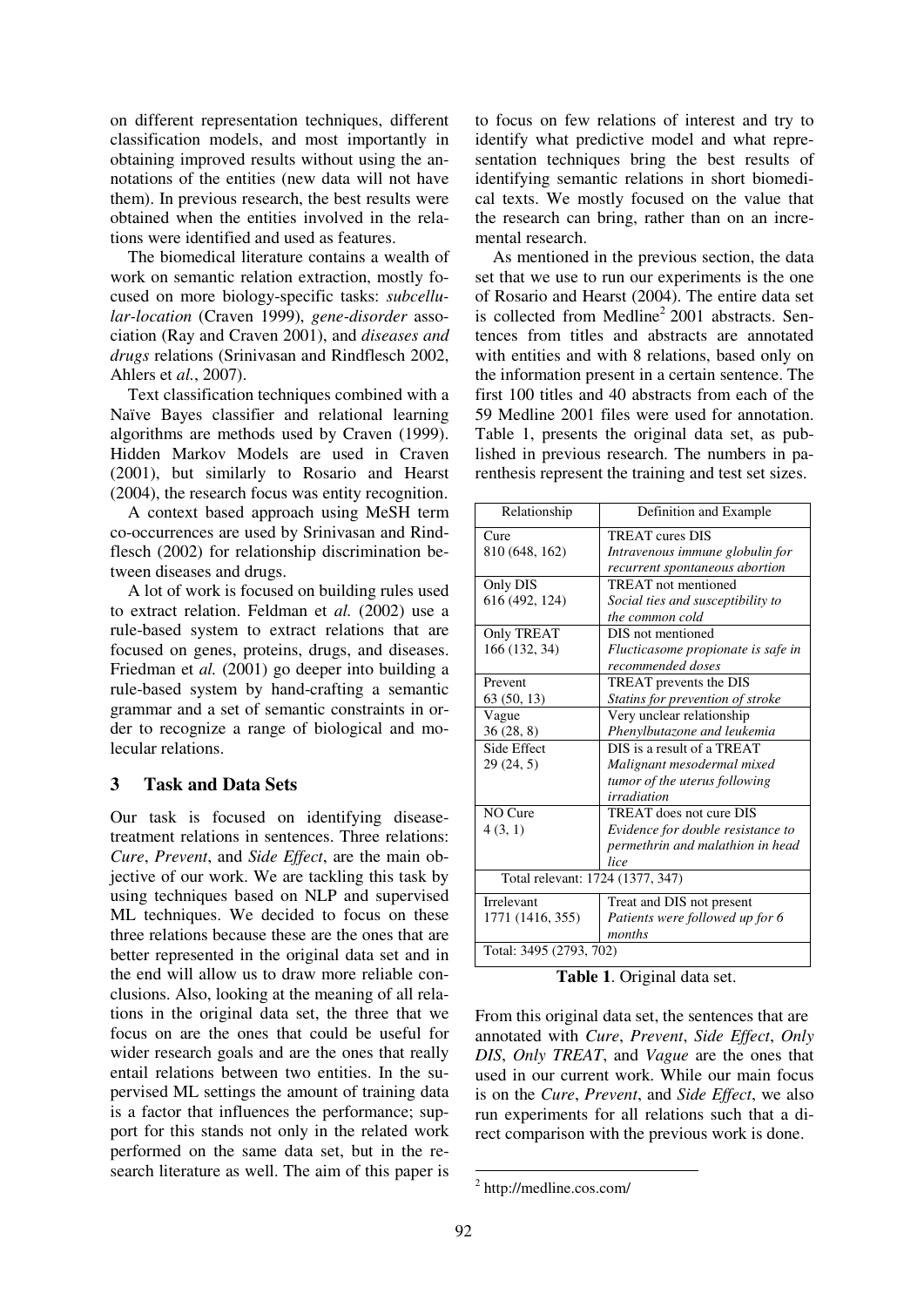on different representation techniques, different classification models, and most importantly in obtaining improved results without using the annotations of the entities (new data will not have them). In previous research, the best results were obtained when the entities involved in the relations were identified and used as features.

The biomedical literature contains a wealth of work on semantic relation extraction, mostly focused on more biology-specific tasks: *subcellular-location* (Craven 1999), *gene-disorder* association (Ray and Craven 2001), and *diseases and drugs* relations (Srinivasan and Rindflesch 2002, Ahlers et *al.*, 2007).

Text classification techniques combined with a Naïve Bayes classifier and relational learning algorithms are methods used by Craven (1999). Hidden Markov Models are used in Craven (2001), but similarly to Rosario and Hearst (2004), the research focus was entity recognition.

A context based approach using MeSH term co-occurrences are used by Srinivasan and Rindflesch (2002) for relationship discrimination between diseases and drugs.

A lot of work is focused on building rules used to extract relation. Feldman et *al.* (2002) use a rule-based system to extract relations that are focused on genes, proteins, drugs, and diseases. Friedman et *al.* (2001) go deeper into building a rule-based system by hand-crafting a semantic grammar and a set of semantic constraints in order to recognize a range of biological and molecular relations.

## 3 Task and Data Sets

Our task is focused on identifying disease-treatment relations in sentences. Three relations: *Cure*, *Prevent*, and *Side Effect*, are the main objective of our work. We are tackling this task by using techniques based on NLP and supervised ML techniques. We decided to focus on these three relations because these are the ones that are better represented in the original data set and in the end will allow us to draw more reliable conclusions. Also, looking at the meaning of all relations in the original data set, the three that we focus on are the ones that could be useful for wider research goals and are the ones that really entail relations between two entities. In the supervised ML settings the amount of training data is a factor that influences the performance; support for this stands not only in the related work performed on the same data set, but in the research literature as well. The aim of this paper is to focus on few relations of interest and try to identify what predictive model and what representation techniques bring the best results of identifying semantic relations in short biomedical texts. We mostly focused on the value that the research can bring, rather than on an incremental research.

As mentioned in the previous section, the data set that we use to run our experiments is the one of Rosario and Hearst (2004). The entire data set is collected from Medline[2] 2001 abstracts. Sentences from titles and abstracts are annotated with entities and with 8 relations, based only on the information present in a certain sentence. The first 100 titles and 40 abstracts from each of the 59 Medline 2001 files were used for annotation. Table 1, presents the original data set, as published in previous research. The numbers in parenthesis represent the training and test set sizes.

| Relationship | Definition and Example |
|---|---|
| Cure<br>810 (648, 162) | TREAT cures DIS<br>*Intravenous immune globulin for recurrent spontaneous abortion* |
| Only DIS<br>616 (492, 124) | TREAT not mentioned<br>*Social ties and susceptibility to the common cold* |
| Only TREAT<br>166 (132, 34) | DIS not mentioned<br>*Flucticasome propionate is safe in recommended doses* |
| Prevent<br>63 (50, 13) | TREAT prevents the DIS<br>*Statins for prevention of stroke* |
| Vague<br>36 (28, 8) | Very unclear relationship<br>*Phenylbutazone and leukemia* |
| Side Effect<br>29 (24, 5) | DIS is a result of a TREAT<br>*Malignant mesodermal mixed tumor of the uterus following irradiation* |
| NO Cure<br>4 (3, 1) | TREAT does not cure DIS<br>*Evidence for double resistance to permethrin and malathion in head lice* |
| Total relevant: 1724 (1377, 347) | |
| Irrelevant<br>1771 (1416, 355) | Treat and DIS not present<br>*Patients were followed up for 6 months* |
| Total: 3495 (2793, 702) | |

**Table 1**. Original data set.

From this original data set, the sentences that are annotated with *Cure*, *Prevent*, *Side Effect*, *Only DIS*, *Only TREAT*, and *Vague* are the ones that used in our current work. While our main focus is on the *Cure*, *Prevent*, and *Side Effect*, we also run experiments for all relations such that a direct comparison with the previous work is done.

[2] http://medline.cos.com/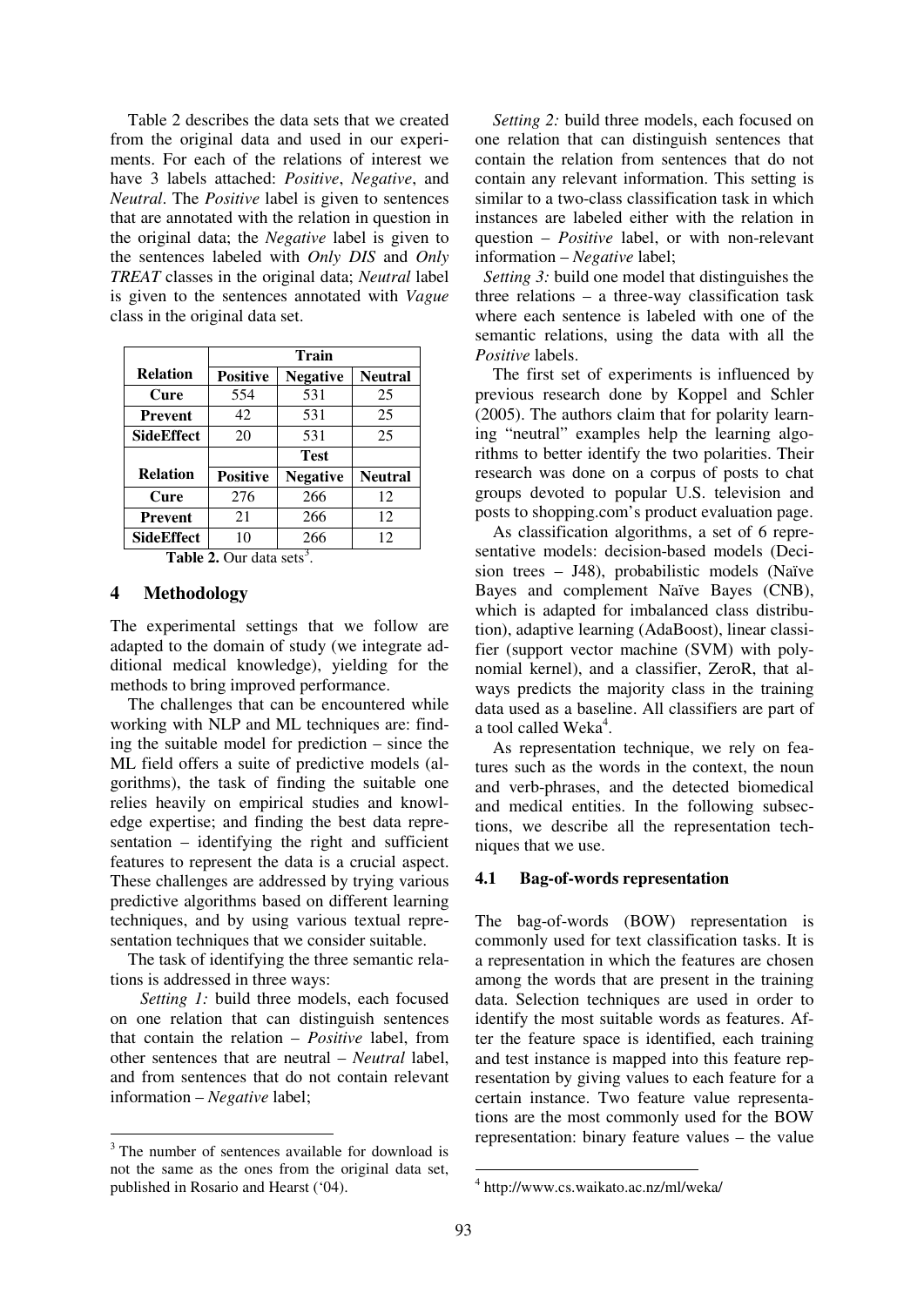Table 2 describes the data sets that we created from the original data and used in our experiments. For each of the relations of interest we have 3 labels attached: *Positive*, *Negative*, and *Neutral*. The *Positive* label is given to sentences that are annotated with the relation in question in the original data; the *Negative* label is given to the sentences labeled with *Only DIS* and *Only TREAT* classes in the original data; *Neutral* label is given to the sentences annotated with *Vague* class in the original data set.

| | **Train** | | |
|---|---|---|---|
| **Relation** | **Positive** | **Negative** | **Neutral** |
| **Cure** | 554 | 531 | 25 |
| **Prevent** | 42 | 531 | 25 |
| **SideEffect** | 20 | 531 | 25 |
| | | **Test** | |
| **Relation** | **Positive** | **Negative** | **Neutral** |
| **Cure** | 276 | 266 | 12 |
| **Prevent** | 21 | 266 | 12 |
| **SideEffect** | 10 | 266 | 12 |

**Table 2.** Our data sets[3].

## 4 Methodology

The experimental settings that we follow are adapted to the domain of study (we integrate additional medical knowledge), yielding for the methods to bring improved performance.

The challenges that can be encountered while working with NLP and ML techniques are: finding the suitable model for prediction – since the ML field offers a suite of predictive models (algorithms), the task of finding the suitable one relies heavily on empirical studies and knowledge expertise; and finding the best data representation – identifying the right and sufficient features to represent the data is a crucial aspect. These challenges are addressed by trying various predictive algorithms based on different learning techniques, and by using various textual representation techniques that we consider suitable.

The task of identifying the three semantic relations is addressed in three ways:

*Setting 1:* build three models, each focused on one relation that can distinguish sentences that contain the relation – *Positive* label, from other sentences that are neutral – *Neutral* label, and from sentences that do not contain relevant information – *Negative* label;

*Setting 2:* build three models, each focused on one relation that can distinguish sentences that contain the relation from sentences that do not contain any relevant information. This setting is similar to a two-class classification task in which instances are labeled either with the relation in question – *Positive* label, or with non-relevant information – *Negative* label;

*Setting 3:* build one model that distinguishes the three relations – a three-way classification task where each sentence is labeled with one of the semantic relations, using the data with all the *Positive* labels.

The first set of experiments is influenced by previous research done by Koppel and Schler (2005). The authors claim that for polarity learning "neutral" examples help the learning algorithms to better identify the two polarities. Their research was done on a corpus of posts to chat groups devoted to popular U.S. television and posts to shopping.com's product evaluation page.

As classification algorithms, a set of 6 representative models: decision-based models (Decision trees – J48), probabilistic models (Naïve Bayes and complement Naïve Bayes (CNB), which is adapted for imbalanced class distribution), adaptive learning (AdaBoost), linear classifier (support vector machine (SVM) with polynomial kernel), and a classifier, ZeroR, that always predicts the majority class in the training data used as a baseline. All classifiers are part of a tool called Weka[4].

As representation technique, we rely on features such as the words in the context, the noun and verb-phrases, and the detected biomedical and medical entities. In the following subsections, we describe all the representation techniques that we use.

### 4.1 Bag-of-words representation

The bag-of-words (BOW) representation is commonly used for text classification tasks. It is a representation in which the features are chosen among the words that are present in the training data. Selection techniques are used in order to identify the most suitable words as features. After the feature space is identified, each training and test instance is mapped into this feature representation by giving values to each feature for a certain instance. Two feature value representations are the most commonly used for the BOW representation: binary feature values – the value

---

[3] The number of sentences available for download is not the same as the ones from the original data set, published in Rosario and Hearst ('04).

[4] http://www.cs.waikato.ac.nz/ml/weka/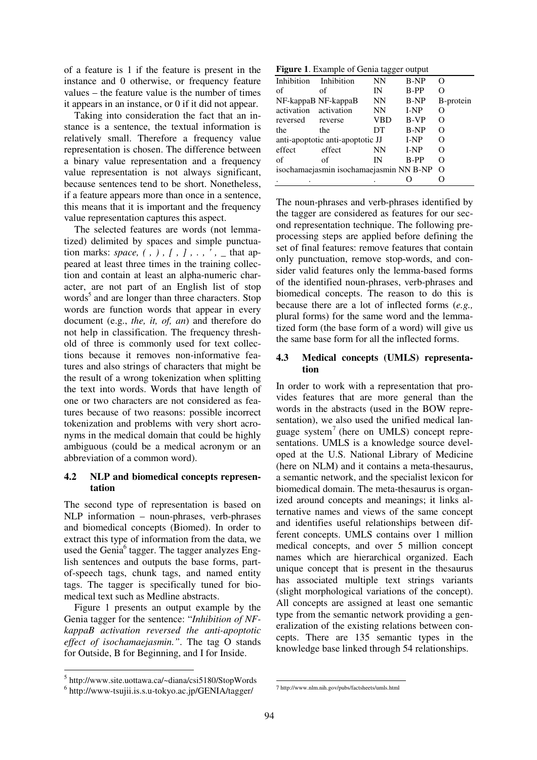of a feature is 1 if the feature is present in the instance and 0 otherwise, or frequency feature values – the feature value is the number of times it appears in an instance, or 0 if it did not appear.

Taking into consideration the fact that an instance is a sentence, the textual information is relatively small. Therefore a frequency value representation is chosen. The difference between a binary value representation and a frequency value representation is not always significant, because sentences tend to be short. Nonetheless, if a feature appears more than once in a sentence, this means that it is important and the frequency value representation captures this aspect.

The selected features are words (not lemmatized) delimited by spaces and simple punctuation marks: *space, ( , ) , [ , ] , . , ' , _* that appeared at least three times in the training collection and contain at least an alpha-numeric character, are not part of an English list of stop words[5] and are longer than three characters. Stop words are function words that appear in every document (e.g., *the, it, of, an*) and therefore do not help in classification. The frequency threshold of three is commonly used for text collections because it removes non-informative features and also strings of characters that might be the result of a wrong tokenization when splitting the text into words. Words that have length of one or two characters are not considered as features because of two reasons: possible incorrect tokenization and problems with very short acronyms in the medical domain that could be highly ambiguous (could be a medical acronym or an abbreviation of a common word).

### 4.2 NLP and biomedical concepts representation

The second type of representation is based on NLP information – noun-phrases, verb-phrases and biomedical concepts (Biomed). In order to extract this type of information from the data, we used the Genia[6] tagger. The tagger analyzes English sentences and outputs the base forms, part-of-speech tags, chunk tags, and named entity tags. The tagger is specifically tuned for biomedical text such as Medline abstracts.

Figure 1 presents an output example by the Genia tagger for the sentence: "*Inhibition of NF-kappaB activation reversed the anti-apoptotic effect of isochamaejasmin.*". The tag O stands for Outside, B for Beginning, and I for Inside.

**Figure 1**. Example of Genia tagger output

| | | | | |
|---|---|---|---|---|
| Inhibition | Inhibition | NN | B-NP | O |
| of | of | IN | B-PP | O |
| NF-kappaB | NF-kappaB | NN | B-NP | B-protein |
| activation | activation | NN | I-NP | O |
| reversed | reverse | VBD | B-VP | O |
| the | the | DT | B-NP | O |
| anti-apoptotic | anti-apoptotic | JJ | I-NP | O |
| effect | effect | NN | I-NP | O |
| of | of | IN | B-PP | O |
| isochamaejasmin | isochamaejasmin | NN | B-NP | O |
| . | . | . | O | O |

The noun-phrases and verb-phrases identified by the tagger are considered as features for our second representation technique. The following preprocessing steps are applied before defining the set of final features: remove features that contain only punctuation, remove stop-words, and consider valid features only the lemma-based forms of the identified noun-phrases, verb-phrases and biomedical concepts. The reason to do this is because there are a lot of inflected forms (*e.g.,* plural forms) for the same word and the lemmatized form (the base form of a word) will give us the same base form for all the inflected forms.

### 4.3 Medical concepts (UMLS) representation

In order to work with a representation that provides features that are more general than the words in the abstracts (used in the BOW representation), we also used the unified medical language system[7] (here on UMLS) concept representations. UMLS is a knowledge source developed at the U.S. National Library of Medicine (here on NLM) and it contains a meta-thesaurus, a semantic network, and the specialist lexicon for biomedical domain. The meta-thesaurus is organized around concepts and meanings; it links alternative names and views of the same concept and identifies useful relationships between different concepts. UMLS contains over 1 million medical concepts, and over 5 million concept names which are hierarchical organized. Each unique concept that is present in the thesaurus has associated multiple text strings variants (slight morphological variations of the concept). All concepts are assigned at least one semantic type from the semantic network providing a generalization of the existing relations between concepts. There are 135 semantic types in the knowledge base linked through 54 relationships.

[5] http://www.site.uottawa.ca/~diana/csi5180/StopWords

[6] http://www-tsujii.is.s.u-tokyo.ac.jp/GENIA/tagger/

[7] http://www.nlm.nih.gov/pubs/factsheets/umls.html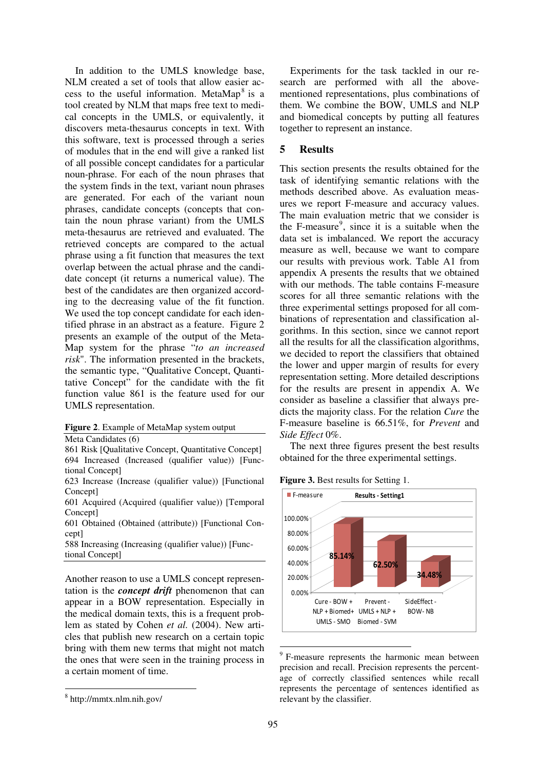In addition to the UMLS knowledge base, NLM created a set of tools that allow easier access to the useful information. MetaMap[8] is a tool created by NLM that maps free text to medical concepts in the UMLS, or equivalently, it discovers meta-thesaurus concepts in text. With this software, text is processed through a series of modules that in the end will give a ranked list of all possible concept candidates for a particular noun-phrase. For each of the noun phrases that the system finds in the text, variant noun phrases are generated. For each of the variant noun phrases, candidate concepts (concepts that contain the noun phrase variant) from the UMLS meta-thesaurus are retrieved and evaluated. The retrieved concepts are compared to the actual phrase using a fit function that measures the text overlap between the actual phrase and the candidate concept (it returns a numerical value). The best of the candidates are then organized according to the decreasing value of the fit function. We used the top concept candidate for each identified phrase in an abstract as a feature. Figure 2 presents an example of the output of the MetaMap system for the phrase "*to an increased risk*". The information presented in the brackets, the semantic type, "Qualitative Concept, Quantitative Concept" for the candidate with the fit function value 861 is the feature used for our UMLS representation.

**Figure 2**. Example of MetaMap system output

```
Meta Candidates (6)
861 Risk [Qualitative Concept, Quantitative Concept]
694 Increased (Increased (qualifier value)) [Functional Concept]
623 Increase (Increase (qualifier value)) [Functional Concept]
601 Acquired (Acquired (qualifier value)) [Temporal Concept]
601 Obtained (Obtained (attribute)) [Functional Concept]
588 Increasing (Increasing (qualifier value)) [Functional Concept]
```

Another reason to use a UMLS concept representation is the ***concept drift*** phenomenon that can appear in a BOW representation. Especially in the medical domain texts, this is a frequent problem as stated by Cohen *et al.* (2004). New articles that publish new research on a certain topic bring with them new terms that might not match the ones that were seen in the training process in a certain moment of time.

Experiments for the task tackled in our research are performed with all the above-mentioned representations, plus combinations of them. We combine the BOW, UMLS and NLP and biomedical concepts by putting all features together to represent an instance.

## 5 Results

This section presents the results obtained for the task of identifying semantic relations with the methods described above. As evaluation measures we report F-measure and accuracy values. The main evaluation metric that we consider is the F-measure[9], since it is a suitable when the data set is imbalanced. We report the accuracy measure as well, because we want to compare our results with previous work. Table A1 from appendix A presents the results that we obtained with our methods. The table contains F-measure scores for all three semantic relations with the three experimental settings proposed for all combinations of representation and classification algorithms. In this section, since we cannot report all the results for all the classification algorithms, we decided to report the classifiers that obtained the lower and upper margin of results for every representation setting. More detailed descriptions for the results are present in appendix A. We consider as baseline a classifier that always predicts the majority class. For the relation *Cure* the F-measure baseline is 66.51%, for *Prevent* and *Side Effect* 0%.

The next three figures present the best results obtained for the three experimental settings.

**Figure 3.** Best results for Setting 1.

F-measure
Results - Setting1
100.00%
80.00%
60.00%
40.00%
20.00%
0.00%
85.14%
62.50%
34.48%
Cure - BOW + NLP + Biomed+ UMLS - SMO
Prevent - UMLS + NLP + Biomed - SVM
SideEffect - BOW - NB

---

[8] http://mmtx.nlm.nih.gov/

[9] F-measure represents the harmonic mean between precision and recall. Precision represents the percentage of correctly classified sentences while recall represents the percentage of sentences identified as relevant by the classifier.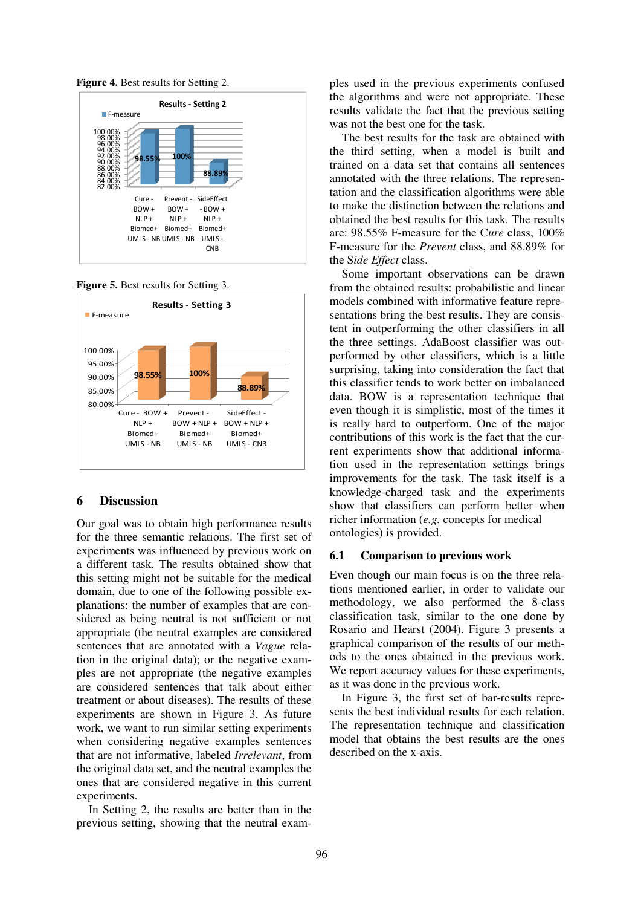**Figure 4.** Best results for Setting 2.

Results - Setting 2

F-measure

100.00%
98.00%
96.00%
94.00%
92.00%
90.00%
88.00%
86.00%
84.00%
82.00%

98.55%
100%
88.89%

Cure - BOW + NLP + Biomed+ UMLS - NB
Prevent - BOW + NLP + Biomed+ UMLS - NB
SideEffect - BOW + NLP + Biomed+ UMLS - CNB

**Figure 5.** Best results for Setting 3.

Results - Setting 3

F-measure

100.00%
95.00%
90.00%
85.00%
80.00%

98.55%
100%
88.89%

Cure - BOW + NLP + Biomed+ UMLS - NB
Prevent - BOW + NLP + Biomed+ UMLS - NB
SideEffect - BOW + NLP + Biomed+ UMLS - CNB

## 6 Discussion

Our goal was to obtain high performance results for the three semantic relations. The first set of experiments was influenced by previous work on a different task. The results obtained show that this setting might not be suitable for the medical domain, due to one of the following possible explanations: the number of examples that are considered as being neutral is not sufficient or not appropriate (the neutral examples are considered sentences that are annotated with a *Vague* relation in the original data); or the negative examples are not appropriate (the negative examples are considered sentences that talk about either treatment or about diseases). The results of these experiments are shown in Figure 3. As future work, we want to run similar setting experiments when considering negative examples sentences that are not informative, labeled *Irrelevant*, from the original data set, and the neutral examples the ones that are considered negative in this current experiments.

In Setting 2, the results are better than in the previous setting, showing that the neutral examples used in the previous experiments confused the algorithms and were not appropriate. These results validate the fact that the previous setting was not the best one for the task.

The best results for the task are obtained with the third setting, when a model is built and trained on a data set that contains all sentences annotated with the three relations. The representation and the classification algorithms were able to make the distinction between the relations and obtained the best results for this task. The results are: 98.55% F-measure for the C*ure* class, 100% F-measure for the *Prevent* class, and 88.89% for the S*ide Effect* class.

Some important observations can be drawn from the obtained results: probabilistic and linear models combined with informative feature representations bring the best results. They are consistent in outperforming the other classifiers in all the three settings. AdaBoost classifier was outperformed by other classifiers, which is a little surprising, taking into consideration the fact that this classifier tends to work better on imbalanced data. BOW is a representation technique that even though it is simplistic, most of the times it is really hard to outperform. One of the major contributions of this work is the fact that the current experiments show that additional information used in the representation settings brings improvements for the task. The task itself is a knowledge-charged task and the experiments show that classifiers can perform better when richer information (*e.g.* concepts for medical ontologies) is provided.

### 6.1 Comparison to previous work

Even though our main focus is on the three relations mentioned earlier, in order to validate our methodology, we also performed the 8-class classification task, similar to the one done by Rosario and Hearst (2004). Figure 3 presents a graphical comparison of the results of our methods to the ones obtained in the previous work. We report accuracy values for these experiments, as it was done in the previous work.

In Figure 3, the first set of bar-results represents the best individual results for each relation. The representation technique and classification model that obtains the best results are the ones described on the x-axis.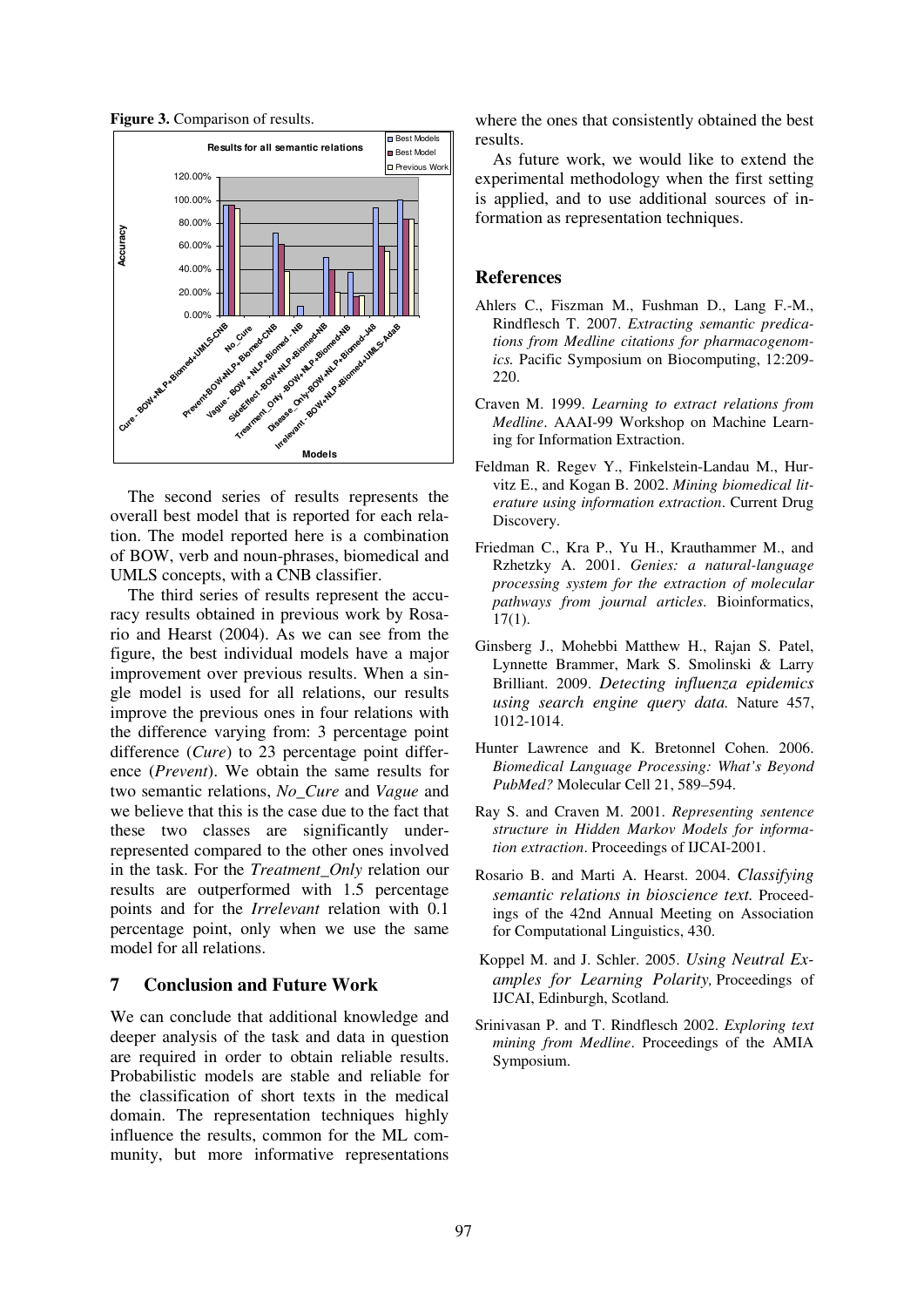**Figure 3.** Comparison of results.

Results for all semantic relations

Best Models
Best Model
Previous Work

Accuracy

120.00%
100.00%
80.00%
60.00%
40.00%
20.00%
0.00%

Cure - BOW+NLP+Biomed+UMLS-CNB
No_Cure
Prevent-BOW+NLP+Biomed-CNB
Vague - BOW + NLP+Biomed - NB
SideEffect -BOW+NLP+Biomed-NB
Treatment_Only -BOW+NLP+Biomed-NB
Disease_Only-BOW+NLP+Biomed-J48
Irrelevant - BOW+NLP+Biomed+UMLS-AdaB

Models

The second series of results represents the overall best model that is reported for each relation. The model reported here is a combination of BOW, verb and noun-phrases, biomedical and UMLS concepts, with a CNB classifier.

The third series of results represent the accuracy results obtained in previous work by Rosario and Hearst (2004). As we can see from the figure, the best individual models have a major improvement over previous results. When a single model is used for all relations, our results improve the previous ones in four relations with the difference varying from: 3 percentage point difference (*Cure*) to 23 percentage point difference (*Prevent*). We obtain the same results for two semantic relations, *No_Cure* and *Vague* and we believe that this is the case due to the fact that these two classes are significantly under-represented compared to the other ones involved in the task. For the *Treatment_Only* relation our results are outperformed with 1.5 percentage points and for the *Irrelevant* relation with 0.1 percentage point, only when we use the same model for all relations.

## 7 Conclusion and Future Work

We can conclude that additional knowledge and deeper analysis of the task and data in question are required in order to obtain reliable results. Probabilistic models are stable and reliable for the classification of short texts in the medical domain. The representation techniques highly influence the results, common for the ML community, but more informative representations where the ones that consistently obtained the best results.

As future work, we would like to extend the experimental methodology when the first setting is applied, and to use additional sources of information as representation techniques.

## References

Ahlers C., Fiszman M., Fushman D., Lang F.-M., Rindflesch T. 2007. *Extracting semantic predications from Medline citations for pharmacogenomics.* Pacific Symposium on Biocomputing, 12:209-220.

Craven M. 1999. *Learning to extract relations from Medline*. AAAI-99 Workshop on Machine Learning for Information Extraction.

Feldman R. Regev Y., Finkelstein-Landau M., Hurvitz E., and Kogan B. 2002. *Mining biomedical literature using information extraction*. Current Drug Discovery.

Friedman C., Kra P., Yu H., Krauthammer M., and Rzhetzky A. 2001. *Genies: a natural-language processing system for the extraction of molecular pathways from journal articles*. Bioinformatics, 17(1).

Ginsberg J., Mohebbi Matthew H., Rajan S. Patel, Lynnette Brammer, Mark S. Smolinski & Larry Brilliant. 2009. *Detecting influenza epidemics using search engine query data.* Nature 457, 1012-1014.

Hunter Lawrence and K. Bretonnel Cohen. 2006. *Biomedical Language Processing: What's Beyond PubMed?* Molecular Cell 21, 589–594.

Ray S. and Craven M. 2001. *Representing sentence structure in Hidden Markov Models for information extraction*. Proceedings of IJCAI-2001.

Rosario B. and Marti A. Hearst. 2004. *Classifying semantic relations in bioscience text.* Proceedings of the 42nd Annual Meeting on Association for Computational Linguistics, 430.

Koppel M. and J. Schler. 2005. *Using Neutral Examples for Learning Polarity,* Proceedings of IJCAI, Edinburgh, Scotland.

Srinivasan P. and T. Rindflesch 2002. *Exploring text mining from Medline*. Proceedings of the AMIA Symposium.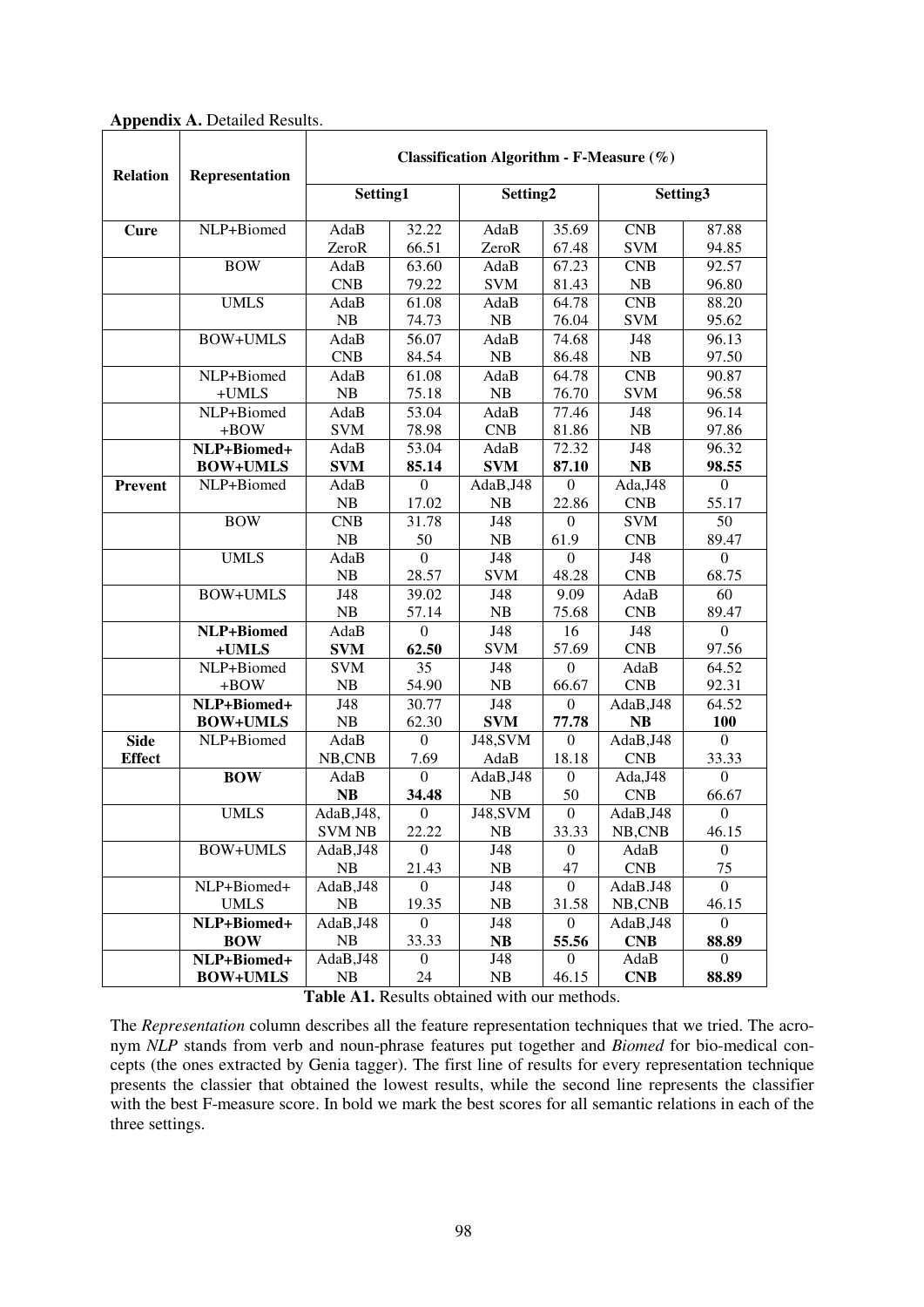**Appendix A.** Detailed Results.

| Relation | Representation | Classification Algorithm - F-Measure (%) | | | | | |
|---|---|---|---|---|---|---|---|
| | | Setting1 | | Setting2 | | Setting3 | |
| **Cure** | NLP+Biomed | AdaB | 32.22 | AdaB | 35.69 | CNB | 87.88 |
| | | ZeroR | 66.51 | ZeroR | 67.48 | SVM | 94.85 |
| | BOW | AdaB | 63.60 | AdaB | 67.23 | CNB | 92.57 |
| | | CNB | 79.22 | SVM | 81.43 | NB | 96.80 |
| | UMLS | AdaB | 61.08 | AdaB | 64.78 | CNB | 88.20 |
| | | NB | 74.73 | NB | 76.04 | SVM | 95.62 |
| | BOW+UMLS | AdaB | 56.07 | AdaB | 74.68 | J48 | 96.13 |
| | | CNB | 84.54 | NB | 86.48 | NB | 97.50 |
| | NLP+Biomed | AdaB | 61.08 | AdaB | 64.78 | CNB | 90.87 |
| | +UMLS | NB | 75.18 | NB | 76.70 | SVM | 96.58 |
| | NLP+Biomed | AdaB | 53.04 | AdaB | 77.46 | J48 | 96.14 |
| | +BOW | SVM | 78.98 | CNB | 81.86 | NB | 97.86 |
| | **NLP+Biomed+** | AdaB | 53.04 | AdaB | 72.32 | J48 | 96.32 |
| | **BOW+UMLS** | **SVM** | **85.14** | **SVM** | **87.10** | **NB** | **98.55** |
| **Prevent** | NLP+Biomed | AdaB | 0 | AdaB,J48 | 0 | Ada,J48 | 0 |
| | | NB | 17.02 | NB | 22.86 | CNB | 55.17 |
| | BOW | CNB | 31.78 | J48 | 0 | SVM | 50 |
| | | NB | 50 | NB | 61.9 | CNB | 89.47 |
| | UMLS | AdaB | 0 | J48 | 0 | J48 | 0 |
| | | NB | 28.57 | SVM | 48.28 | CNB | 68.75 |
| | BOW+UMLS | J48 | 39.02 | J48 | 9.09 | AdaB | 60 |
| | | NB | 57.14 | NB | 75.68 | CNB | 89.47 |
| | **NLP+Biomed** | AdaB | 0 | J48 | 16 | J48 | 0 |
| | **+UMLS** | **SVM** | **62.50** | SVM | 57.69 | CNB | 97.56 |
| | NLP+Biomed | SVM | 35 | J48 | 0 | AdaB | 64.52 |
| | +BOW | NB | 54.90 | NB | 66.67 | CNB | 92.31 |
| | **NLP+Biomed+** | J48 | 30.77 | J48 | 0 | AdaB,J48 | 64.52 |
| | **BOW+UMLS** | NB | 62.30 | **SVM** | **77.78** | **NB** | **100** |
| **Side Effect** | NLP+Biomed | AdaB | 0 | J48,SVM | 0 | AdaB,J48 | 0 |
| | | NB,CNB | 7.69 | AdaB | 18.18 | CNB | 33.33 |
| | **BOW** | AdaB | 0 | AdaB,J48 | 0 | Ada,J48 | 0 |
| | | **NB** | **34.48** | NB | 50 | CNB | 66.67 |
| | UMLS | AdaB,J48, | 0 | J48,SVM | 0 | AdaB,J48 | 0 |
| | | SVM NB | 22.22 | NB | 33.33 | NB,CNB | 46.15 |
| | BOW+UMLS | AdaB,J48 | 0 | J48 | 0 | AdaB | 0 |
| | | NB | 21.43 | NB | 47 | CNB | 75 |
| | NLP+Biomed+ | AdaB,J48 | 0 | J48 | 0 | AdaB.J48 | 0 |
| | UMLS | NB | 19.35 | NB | 31.58 | NB,CNB | 46.15 |
| | **NLP+Biomed+** | AdaB,J48 | 0 | J48 | 0 | AdaB,J48 | 0 |
| | **BOW** | NB | 33.33 | **NB** | **55.56** | **CNB** | **88.89** |
| | **NLP+Biomed+** | AdaB,J48 | 0 | J48 | 0 | AdaB | 0 |
| | **BOW+UMLS** | NB | 24 | NB | 46.15 | **CNB** | **88.89** |

**Table A1.** Results obtained with our methods.

The *Representation* column describes all the feature representation techniques that we tried. The acronym *NLP* stands from verb and noun-phrase features put together and *Biomed* for bio-medical concepts (the ones extracted by Genia tagger). The first line of results for every representation technique presents the classier that obtained the lowest results, while the second line represents the classifier with the best F-measure score. In bold we mark the best scores for all semantic relations in each of the three settings.